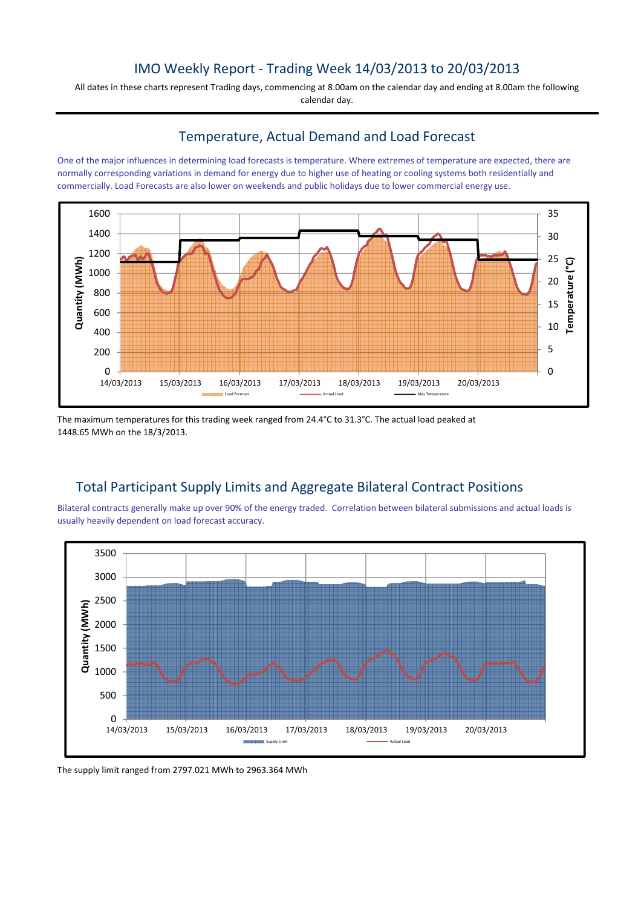# IMO Weekly Report - Trading Week 14/03/2013 to 20/03/2013

All dates in these charts represent Trading days, commencing at 8.00am on the calendar day and ending at 8.00am the following calendar day.

## Temperature, Actual Demand and Load Forecast

One of the major influences in determining load forecasts is temperature. Where extremes of temperature are expected, there are normally corresponding variations in demand for energy due to higher use of heating or cooling systems both residentially and commercially. Load Forecasts are also lower on weekends and public holidays due to lower commercial energy use.

The maximum temperatures for this trading week ranged from 24.4°C to 31.3°C. The actual load peaked at 1448.65 MWh on the 18/3/2013.

## Total Participant Supply Limits and Aggregate Bilateral Contract Positions

Bilateral contracts generally make up over 90% of the energy traded. Correlation between bilateral submissions and actual loads is usually heavily dependent on load forecast accuracy.

The supply limit ranged from 2797.021 MWh to 2963.364 MWh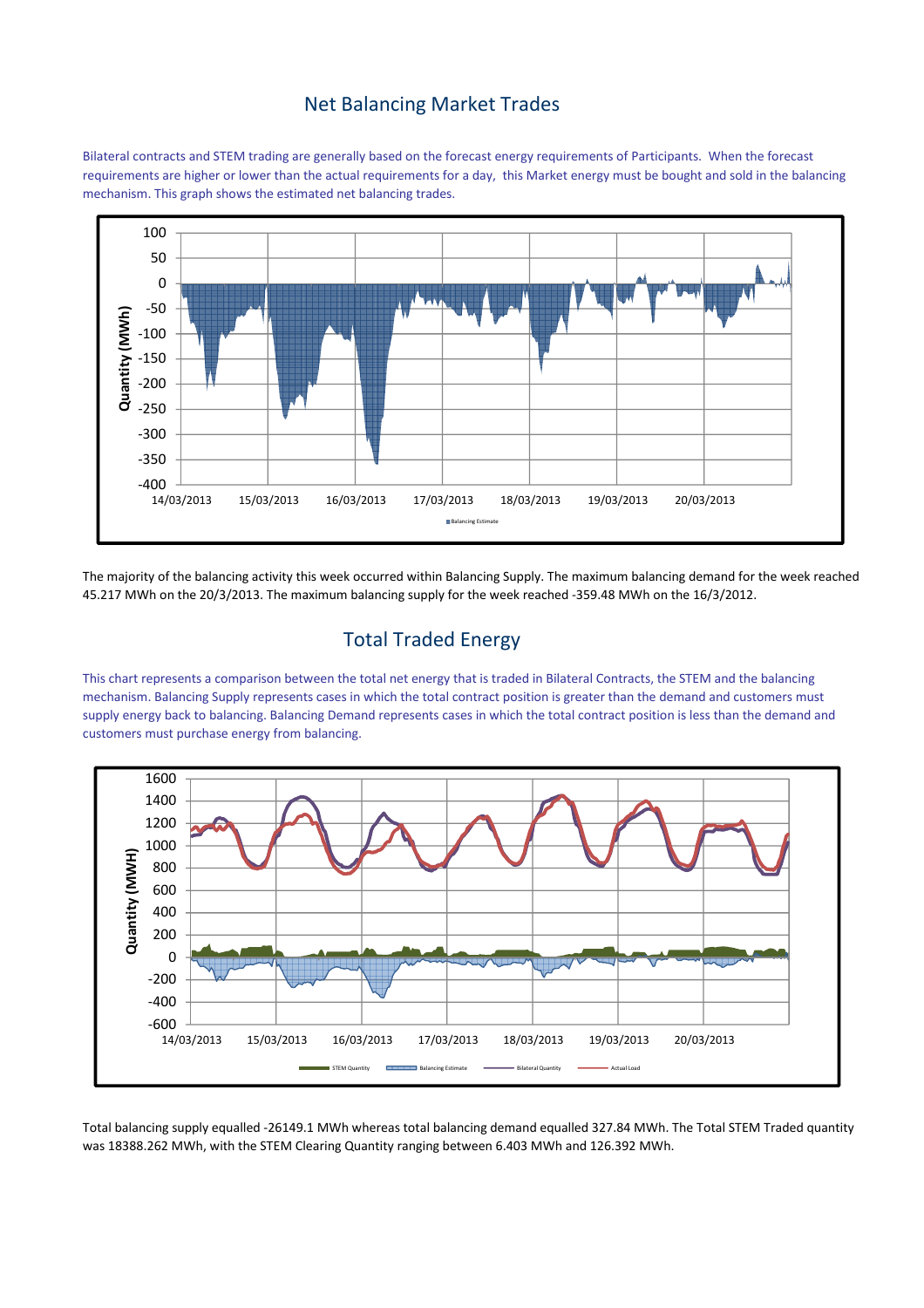## Net Balancing Market Trades

Bilateral contracts and STEM trading are generally based on the forecast energy requirements of Participants. When the forecast requirements are higher or lower than the actual requirements for a day, this Market energy must be bought and sold in the balancing mechanism. This graph shows the estimated net balancing trades.

The majority of the balancing activity this week occurred within Balancing Supply. The maximum balancing demand for the week reached 45.217 MWh on the 20/3/2013. The maximum balancing supply for the week reached -359.48 MWh on the 16/3/2012.

## Total Traded Energy

This chart represents a comparison between the total net energy that is traded in Bilateral Contracts, the STEM and the balancing mechanism. Balancing Supply represents cases in which the total contract position is greater than the demand and customers must supply energy back to balancing. Balancing Demand represents cases in which the total contract position is less than the demand and customers must purchase energy from balancing.

Total balancing supply equalled -26149.1 MWh whereas total balancing demand equalled 327.84 MWh. The Total STEM Traded quantity was 18388.262 MWh, with the STEM Clearing Quantity ranging between 6.403 MWh and 126.392 MWh.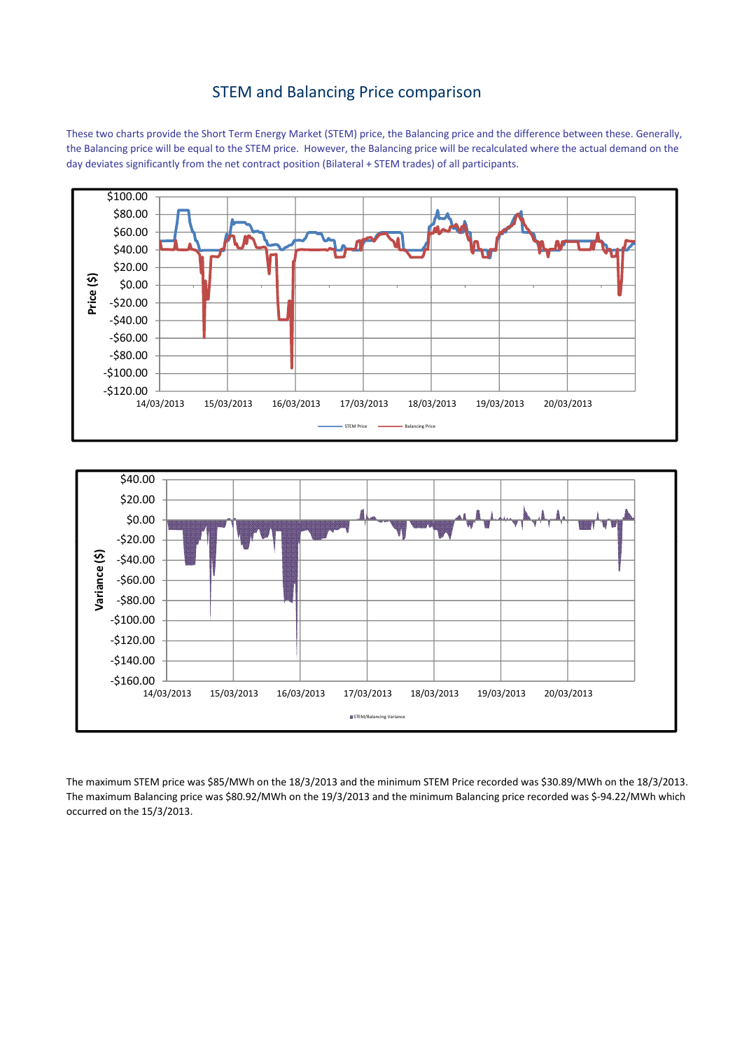# STEM and Balancing Price comparison

These two charts provide the Short Term Energy Market (STEM) price, the Balancing price and the difference between these. Generally, the Balancing price will be equal to the STEM price. However, the Balancing price will be recalculated where the actual demand on the day deviates significantly from the net contract position (Bilateral + STEM trades) of all participants.

Price ($)

$100.00
$80.00
$60.00
$40.00
$20.00
$0.00
-$20.00
-$40.00
-$60.00
-$80.00
-$100.00
-$120.00

14/03/2013 15/03/2013 16/03/2013 17/03/2013 18/03/2013 19/03/2013 20/03/2013

STEM Price
Balancing Price

Variance ($)

$40.00
$20.00
$0.00
-$20.00
-$40.00
-$60.00
-$80.00
-$100.00
-$120.00
-$140.00
-$160.00

14/03/2013 15/03/2013 16/03/2013 17/03/2013 18/03/2013 19/03/2013 20/03/2013

STEM/Balancing Variance

The maximum STEM price was $85/MWh on the 18/3/2013 and the minimum STEM Price recorded was $30.89/MWh on the 18/3/2013. The maximum Balancing price was $80.92/MWh on the 19/3/2013 and the minimum Balancing price recorded was $-94.22/MWh which occurred on the 15/3/2013.